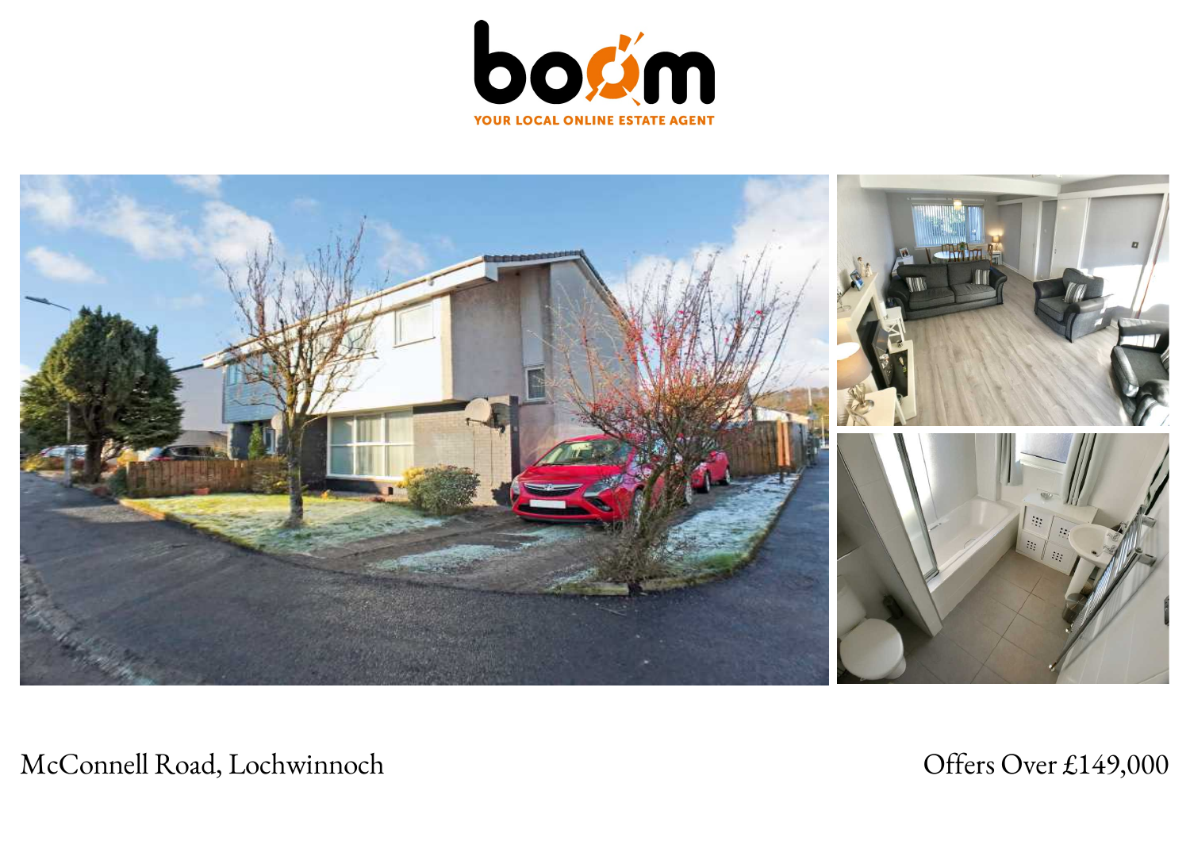boom

YOUR LOCAL ONLINE ESTATE AGENT

McConnell Road, Lochwinnoch

Offers Over £149,000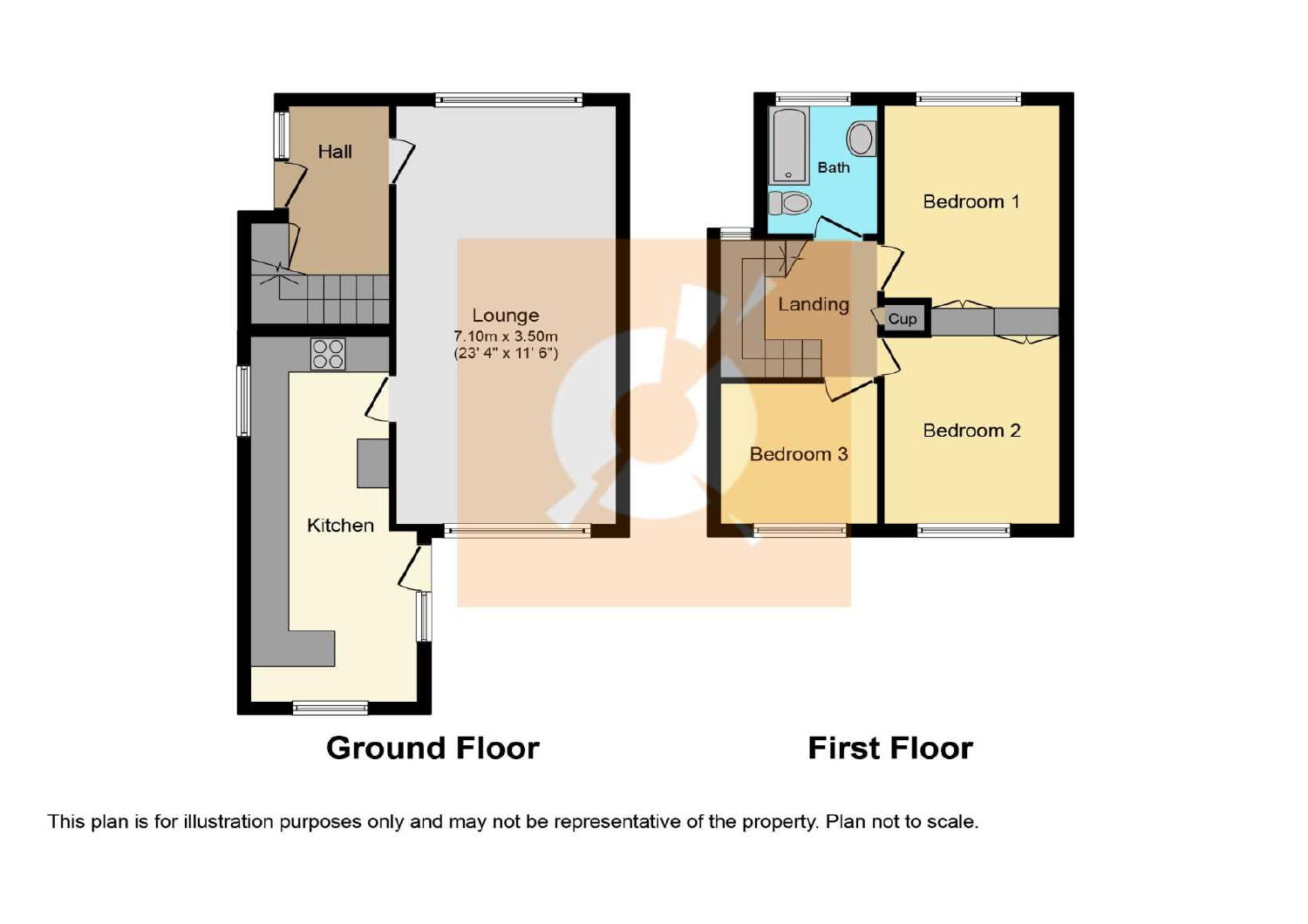Hall

Lounge
7.10m x 3.50m
(23' 4" x 11' 6")

Kitchen

**Ground Floor**

Bath

Bedroom 1

Landing

Cup

Bedroom 2

Bedroom 3

**First Floor**

This plan is for illustration purposes only and may not be representative of the property. Plan not to scale.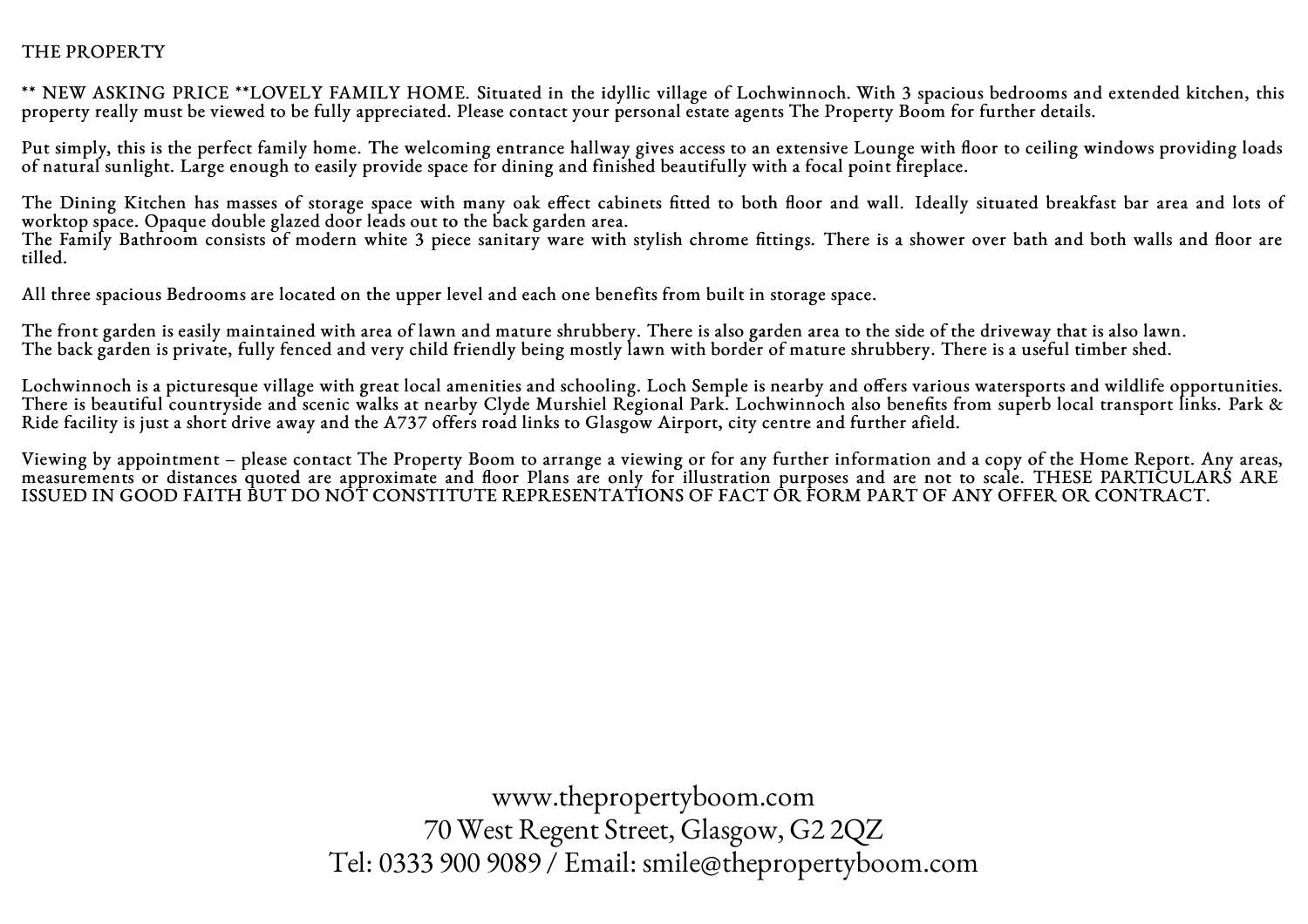# THE PROPERTY

** NEW ASKING PRICE **LOVELY FAMILY HOME. Situated in the idyllic village of Lochwinnoch. With 3 spacious bedrooms and extended kitchen, this property really must be viewed to be fully appreciated. Please contact your personal estate agents The Property Boom for further details.

Put simply, this is the perfect family home. The welcoming entrance hallway gives access to an extensive Lounge with floor to ceiling windows providing loads of natural sunlight. Large enough to easily provide space for dining and finished beautifully with a focal point fireplace.

The Dining Kitchen has masses of storage space with many oak effect cabinets fitted to both floor and wall. Ideally situated breakfast bar area and lots of worktop space. Opaque double glazed door leads out to the back garden area.
The Family Bathroom consists of modern white 3 piece sanitary ware with stylish chrome fittings. There is a shower over bath and both walls and floor are tilled.

All three spacious Bedrooms are located on the upper level and each one benefits from built in storage space.

The front garden is easily maintained with area of lawn and mature shrubbery. There is also garden area to the side of the driveway that is also lawn.
The back garden is private, fully fenced and very child friendly being mostly lawn with border of mature shrubbery. There is a useful timber shed.

Lochwinnoch is a picturesque village with great local amenities and schooling. Loch Semple is nearby and offers various watersports and wildlife opportunities. There is beautiful countryside and scenic walks at nearby Clyde Murshiel Regional Park. Lochwinnoch also benefits from superb local transport links. Park & Ride facility is just a short drive away and the A737 offers road links to Glasgow Airport, city centre and further afield.

Viewing by appointment – please contact The Property Boom to arrange a viewing or for any further information and a copy of the Home Report. Any areas, measurements or distances quoted are approximate and floor Plans are only for illustration purposes and are not to scale. THESE PARTICULARS ARE ISSUED IN GOOD FAITH BUT DO NOT CONSTITUTE REPRESENTATIONS OF FACT OR FORM PART OF ANY OFFER OR CONTRACT.

www.thepropertyboom.com
70 West Regent Street, Glasgow, G2 2QZ
Tel: 0333 900 9089 / Email: smile@thepropertyboom.com